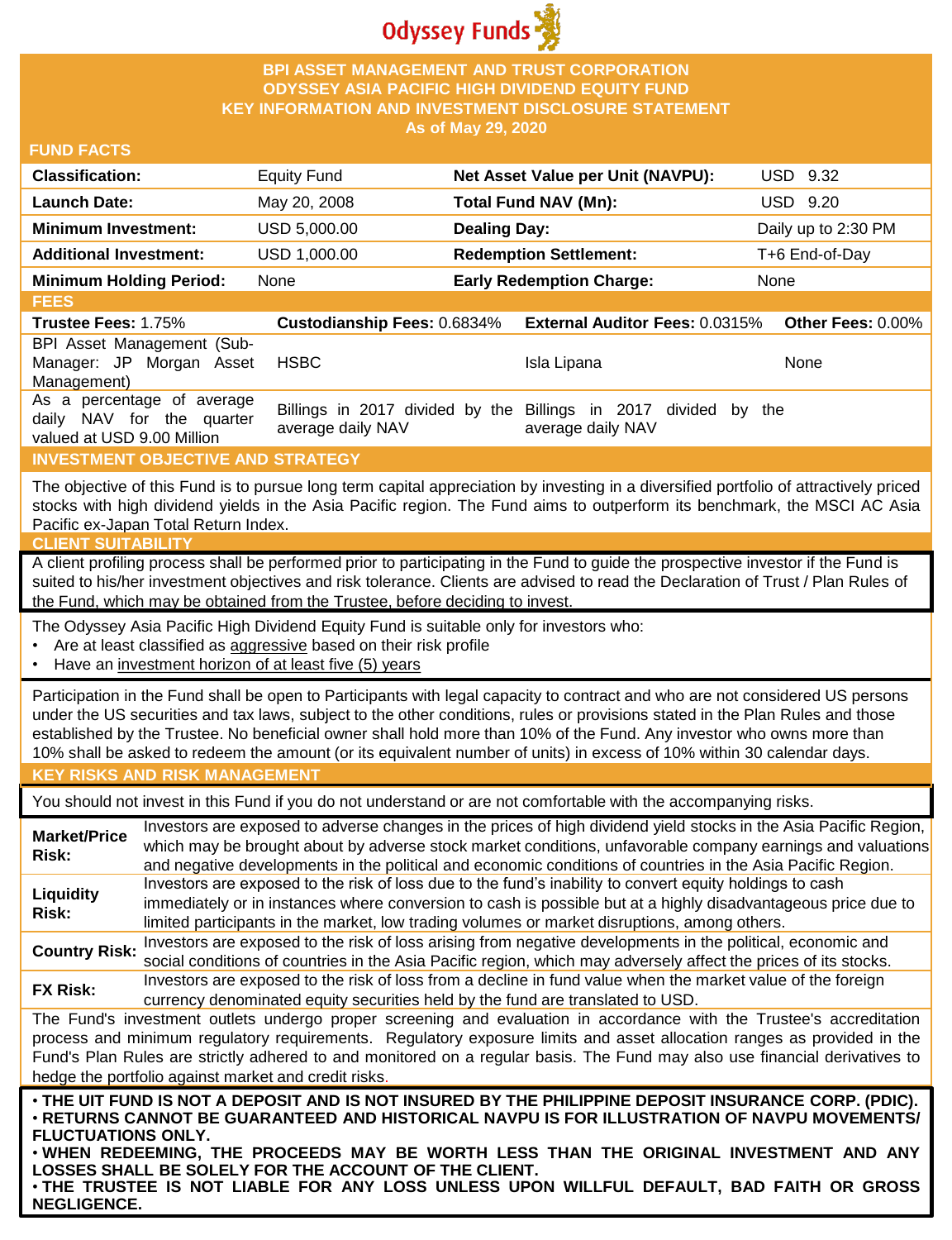Odyssey Funds

# BPI ASSET MANAGEMENT AND TRUST CORPORATION
# ODYSSEY ASIA PACIFIC HIGH DIVIDEND EQUITY FUND
## KEY INFORMATION AND INVESTMENT DISCLOSURE STATEMENT
### As of May 29, 2020

## FUND FACTS

| | | | |
|---|---|---|---|
| **Classification:** | Equity Fund | **Net Asset Value per Unit (NAVPU):** | USD 9.32 |
| **Launch Date:** | May 20, 2008 | **Total Fund NAV (Mn):** | USD 9.20 |
| **Minimum Investment:** | USD 5,000.00 | **Dealing Day:** | Daily up to 2:30 PM |
| **Additional Investment:** | USD 1,000.00 | **Redemption Settlement:** | T+6 End-of-Day |
| **Minimum Holding Period:** | None | **Early Redemption Charge:** | None |

## FEES

| **Trustee Fees:** 1.75% | **Custodianship Fees:** 0.6834% | **External Auditor Fees:** 0.0315% | **Other Fees:** 0.00% |
|---|---|---|---|
| BPI Asset Management (Sub-Manager: JP Morgan Asset Management) | HSBC | Isla Lipana | None |
| As a percentage of average daily NAV for the quarter valued at USD 9.00 Million | Billings in 2017 divided by the average daily NAV | Billings in 2017 divided by the average daily NAV | |

## INVESTMENT OBJECTIVE AND STRATEGY

The objective of this Fund is to pursue long term capital appreciation by investing in a diversified portfolio of attractively priced stocks with high dividend yields in the Asia Pacific region. The Fund aims to outperform its benchmark, the MSCI AC Asia Pacific ex-Japan Total Return Index.

## CLIENT SUITABILITY

A client profiling process shall be performed prior to participating in the Fund to guide the prospective investor if the Fund is suited to his/her investment objectives and risk tolerance. Clients are advised to read the Declaration of Trust / Plan Rules of the Fund, which may be obtained from the Trustee, before deciding to invest.

The Odyssey Asia Pacific High Dividend Equity Fund is suitable only for investors who:

- Are at least classified as aggressive based on their risk profile
- Have an investment horizon of at least five (5) years

Participation in the Fund shall be open to Participants with legal capacity to contract and who are not considered US persons under the US securities and tax laws, subject to the other conditions, rules or provisions stated in the Plan Rules and those established by the Trustee. No beneficial owner shall hold more than 10% of the Fund. Any investor who owns more than 10% shall be asked to redeem the amount (or its equivalent number of units) in excess of 10% within 30 calendar days.

## KEY RISKS AND RISK MANAGEMENT

You should not invest in this Fund if you do not understand or are not comfortable with the accompanying risks.

| | |
|---|---|
| **Market/Price Risk:** | Investors are exposed to adverse changes in the prices of high dividend yield stocks in the Asia Pacific Region, which may be brought about by adverse stock market conditions, unfavorable company earnings and valuations and negative developments in the political and economic conditions of countries in the Asia Pacific Region. |
| **Liquidity Risk:** | Investors are exposed to the risk of loss due to the fund's inability to convert equity holdings to cash immediately or in instances where conversion to cash is possible but at a highly disadvantageous price due to limited participants in the market, low trading volumes or market disruptions, among others. |
| **Country Risk:** | Investors are exposed to the risk of loss arising from negative developments in the political, economic and social conditions of countries in the Asia Pacific region, which may adversely affect the prices of its stocks. |
| **FX Risk:** | Investors are exposed to the risk of loss from a decline in fund value when the market value of the foreign currency denominated equity securities held by the fund are translated to USD. |

The Fund's investment outlets undergo proper screening and evaluation in accordance with the Trustee's accreditation process and minimum regulatory requirements. Regulatory exposure limits and asset allocation ranges as provided in the Fund's Plan Rules are strictly adhered to and monitored on a regular basis. The Fund may also use financial derivatives to hedge the portfolio against market and credit risks.

- **THE UIT FUND IS NOT A DEPOSIT AND IS NOT INSURED BY THE PHILIPPINE DEPOSIT INSURANCE CORP. (PDIC).**
- **RETURNS CANNOT BE GUARANTEED AND HISTORICAL NAVPU IS FOR ILLUSTRATION OF NAVPU MOVEMENTS/ FLUCTUATIONS ONLY.**
- **WHEN REDEEMING, THE PROCEEDS MAY BE WORTH LESS THAN THE ORIGINAL INVESTMENT AND ANY LOSSES SHALL BE SOLELY FOR THE ACCOUNT OF THE CLIENT.**
- **THE TRUSTEE IS NOT LIABLE FOR ANY LOSS UNLESS UPON WILLFUL DEFAULT, BAD FAITH OR GROSS NEGLIGENCE.**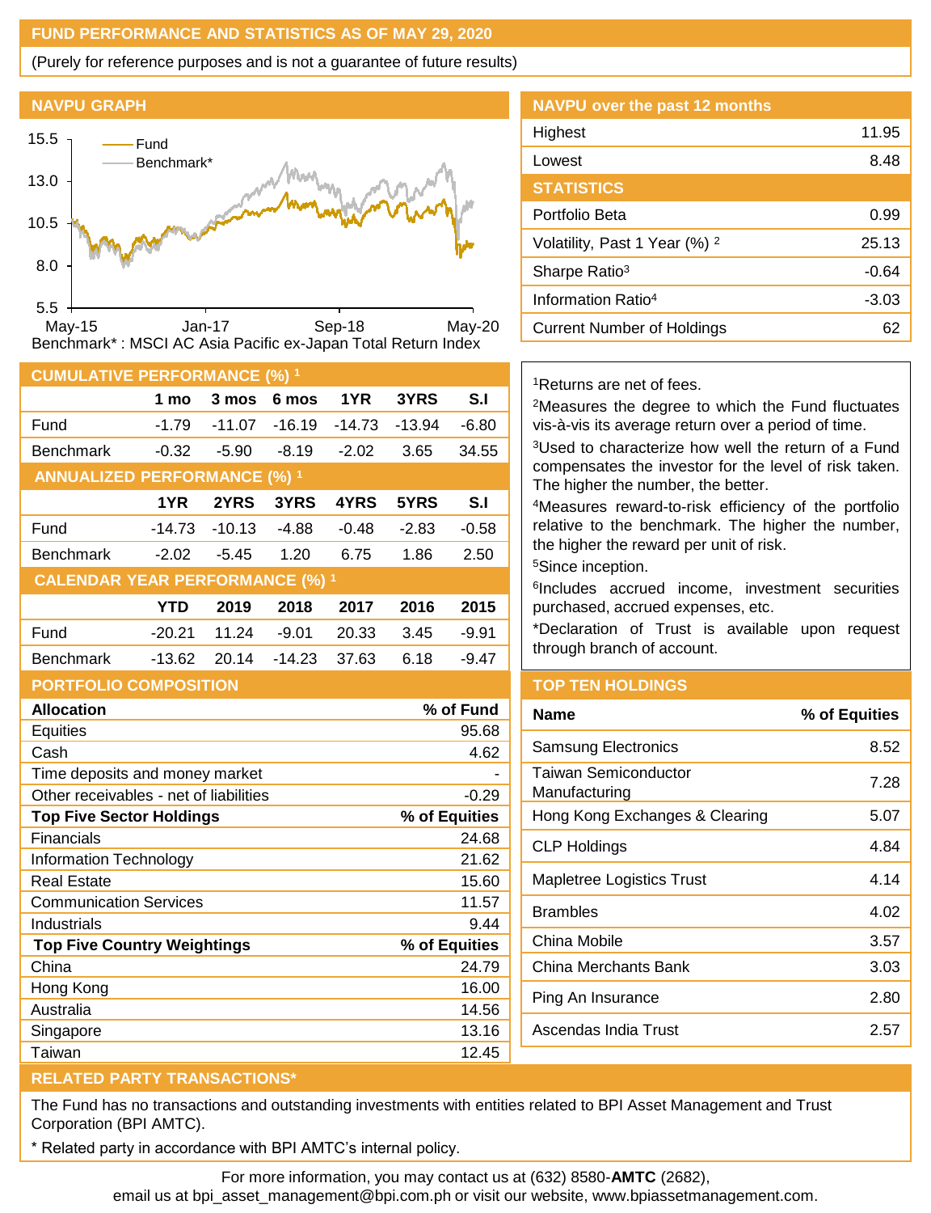## FUND PERFORMANCE AND STATISTICS AS OF MAY 29, 2020

(Purely for reference purposes and is not a guarantee of future results)

### NAVPU GRAPH

Benchmark* : MSCI AC Asia Pacific ex-Japan Total Return Index

### NAVPU over the past 12 months

| | |
|---|---|
| Highest | 11.95 |
| Lowest | 8.48 |

### STATISTICS

| | |
|---|---|
| Portfolio Beta | 0.99 |
| Volatility, Past 1 Year (%) [2] | 25.13 |
| Sharpe Ratio[3] | -0.64 |
| Information Ratio[4] | -3.03 |
| Current Number of Holdings | 62 |

### CUMULATIVE PERFORMANCE (%) [1]

| | 1 mo | 3 mos | 6 mos | 1YR | 3YRS | S.I |
|---|---|---|---|---|---|---|
| Fund | -1.79 | -11.07 | -16.19 | -14.73 | -13.94 | -6.80 |
| Benchmark | -0.32 | -5.90 | -8.19 | -2.02 | 3.65 | 34.55 |

### ANNUALIZED PERFORMANCE (%) [1]

| | 1YR | 2YRS | 3YRS | 4YRS | 5YRS | S.I |
|---|---|---|---|---|---|---|
| Fund | -14.73 | -10.13 | -4.88 | -0.48 | -2.83 | -0.58 |
| Benchmark | -2.02 | -5.45 | 1.20 | 6.75 | 1.86 | 2.50 |

### CALENDAR YEAR PERFORMANCE (%) [1]

| | YTD | 2019 | 2018 | 2017 | 2016 | 2015 |
|---|---|---|---|---|---|---|
| Fund | -20.21 | 11.24 | -9.01 | 20.33 | 3.45 | -9.91 |
| Benchmark | -13.62 | 20.14 | -14.23 | 37.63 | 6.18 | -9.47 |

[1]Returns are net of fees.
[2]Measures the degree to which the Fund fluctuates vis-à-vis its average return over a period of time.
[3]Used to characterize how well the return of a Fund compensates the investor for the level of risk taken. The higher the number, the better.
[4]Measures reward-to-risk efficiency of the portfolio relative to the benchmark. The higher the number, the higher the reward per unit of risk.
[5]Since inception.
[6]Includes accrued income, investment securities purchased, accrued expenses, etc.
*Declaration of Trust is available upon request through branch of account.

### PORTFOLIO COMPOSITION

| Allocation | % of Fund |
|---|---|
| Equities | 95.68 |
| Cash | 4.62 |
| Time deposits and money market | - |
| Other receivables - net of liabilities | -0.29 |
| **Top Five Sector Holdings** | **% of Equities** |
| Financials | 24.68 |
| Information Technology | 21.62 |
| Real Estate | 15.60 |
| Communication Services | 11.57 |
| Industrials | 9.44 |
| **Top Five Country Weightings** | **% of Equities** |
| China | 24.79 |
| Hong Kong | 16.00 |
| Australia | 14.56 |
| Singapore | 13.16 |
| Taiwan | 12.45 |

### TOP TEN HOLDINGS

| Name | % of Equities |
|---|---|
| Samsung Electronics | 8.52 |
| Taiwan Semiconductor Manufacturing | 7.28 |
| Hong Kong Exchanges & Clearing | 5.07 |
| CLP Holdings | 4.84 |
| Mapletree Logistics Trust | 4.14 |
| Brambles | 4.02 |
| China Mobile | 3.57 |
| China Merchants Bank | 3.03 |
| Ping An Insurance | 2.80 |
| Ascendas India Trust | 2.57 |

### RELATED PARTY TRANSACTIONS*

The Fund has no transactions and outstanding investments with entities related to BPI Asset Management and Trust Corporation (BPI AMTC).

* Related party in accordance with BPI AMTC's internal policy.

For more information, you may contact us at (632) 8580-**AMTC** (2682), email us at bpi_asset_management@bpi.com.ph or visit our website, www.bpiassetmanagement.com.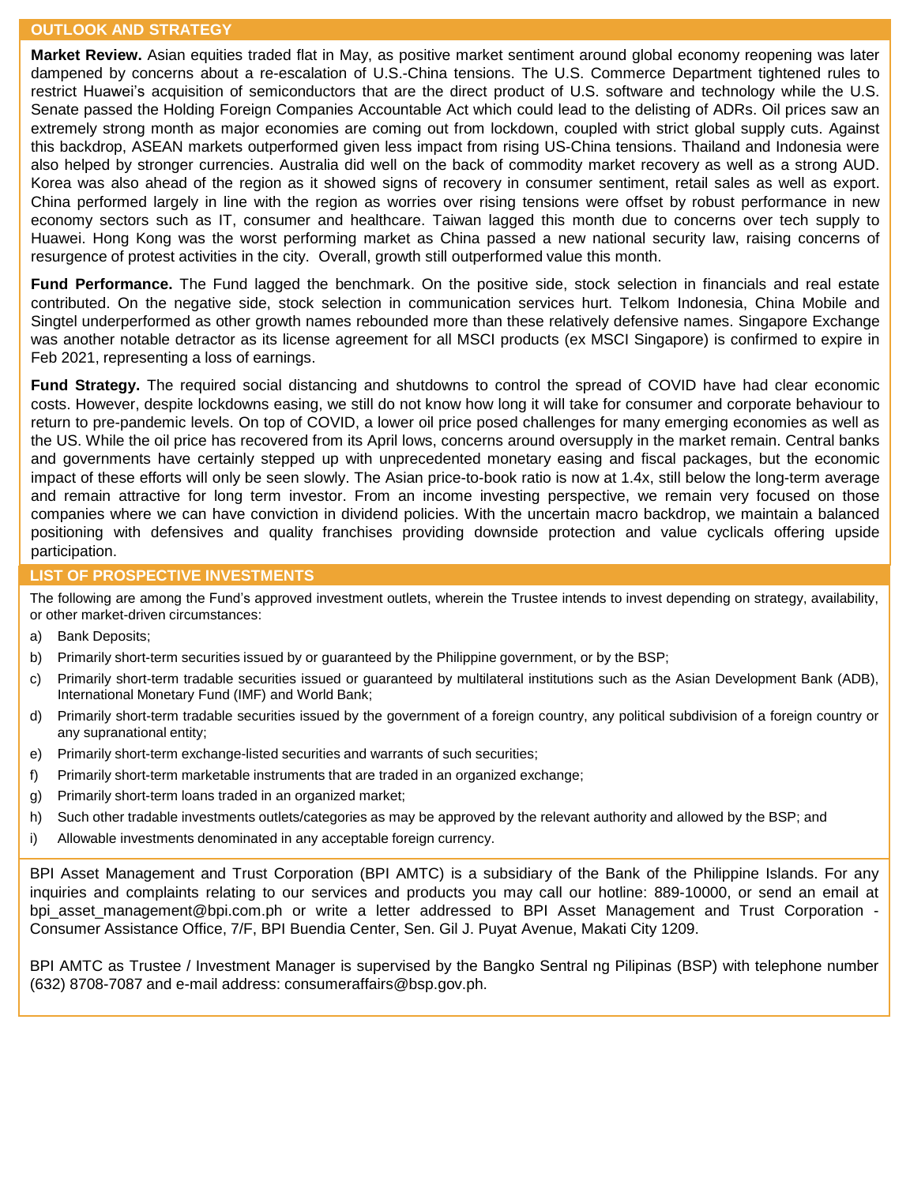## OUTLOOK AND STRATEGY

**Market Review.** Asian equities traded flat in May, as positive market sentiment around global economy reopening was later dampened by concerns about a re-escalation of U.S.-China tensions. The U.S. Commerce Department tightened rules to restrict Huawei's acquisition of semiconductors that are the direct product of U.S. software and technology while the U.S. Senate passed the Holding Foreign Companies Accountable Act which could lead to the delisting of ADRs. Oil prices saw an extremely strong month as major economies are coming out from lockdown, coupled with strict global supply cuts. Against this backdrop, ASEAN markets outperformed given less impact from rising US-China tensions. Thailand and Indonesia were also helped by stronger currencies. Australia did well on the back of commodity market recovery as well as a strong AUD. Korea was also ahead of the region as it showed signs of recovery in consumer sentiment, retail sales as well as export. China performed largely in line with the region as worries over rising tensions were offset by robust performance in new economy sectors such as IT, consumer and healthcare. Taiwan lagged this month due to concerns over tech supply to Huawei. Hong Kong was the worst performing market as China passed a new national security law, raising concerns of resurgence of protest activities in the city. Overall, growth still outperformed value this month.

**Fund Performance.** The Fund lagged the benchmark. On the positive side, stock selection in financials and real estate contributed. On the negative side, stock selection in communication services hurt. Telkom Indonesia, China Mobile and Singtel underperformed as other growth names rebounded more than these relatively defensive names. Singapore Exchange was another notable detractor as its license agreement for all MSCI products (ex MSCI Singapore) is confirmed to expire in Feb 2021, representing a loss of earnings.

**Fund Strategy.** The required social distancing and shutdowns to control the spread of COVID have had clear economic costs. However, despite lockdowns easing, we still do not know how long it will take for consumer and corporate behaviour to return to pre-pandemic levels. On top of COVID, a lower oil price posed challenges for many emerging economies as well as the US. While the oil price has recovered from its April lows, concerns around oversupply in the market remain. Central banks and governments have certainly stepped up with unprecedented monetary easing and fiscal packages, but the economic impact of these efforts will only be seen slowly. The Asian price-to-book ratio is now at 1.4x, still below the long-term average and remain attractive for long term investor. From an income investing perspective, we remain very focused on those companies where we can have conviction in dividend policies. With the uncertain macro backdrop, we maintain a balanced positioning with defensives and quality franchises providing downside protection and value cyclicals offering upside participation.

## LIST OF PROSPECTIVE INVESTMENTS

The following are among the Fund's approved investment outlets, wherein the Trustee intends to invest depending on strategy, availability, or other market-driven circumstances:

a) Bank Deposits;
b) Primarily short-term securities issued by or guaranteed by the Philippine government, or by the BSP;
c) Primarily short-term tradable securities issued or guaranteed by multilateral institutions such as the Asian Development Bank (ADB), International Monetary Fund (IMF) and World Bank;
d) Primarily short-term tradable securities issued by the government of a foreign country, any political subdivision of a foreign country or any supranational entity;
e) Primarily short-term exchange-listed securities and warrants of such securities;
f) Primarily short-term marketable instruments that are traded in an organized exchange;
g) Primarily short-term loans traded in an organized market;
h) Such other tradable investments outlets/categories as may be approved by the relevant authority and allowed by the BSP; and
i) Allowable investments denominated in any acceptable foreign currency.

BPI Asset Management and Trust Corporation (BPI AMTC) is a subsidiary of the Bank of the Philippine Islands. For any inquiries and complaints relating to our services and products you may call our hotline: 889-10000, or send an email at bpi_asset_management@bpi.com.ph or write a letter addressed to BPI Asset Management and Trust Corporation - Consumer Assistance Office, 7/F, BPI Buendia Center, Sen. Gil J. Puyat Avenue, Makati City 1209.

BPI AMTC as Trustee / Investment Manager is supervised by the Bangko Sentral ng Pilipinas (BSP) with telephone number (632) 8708-7087 and e-mail address: consumeraffairs@bsp.gov.ph.